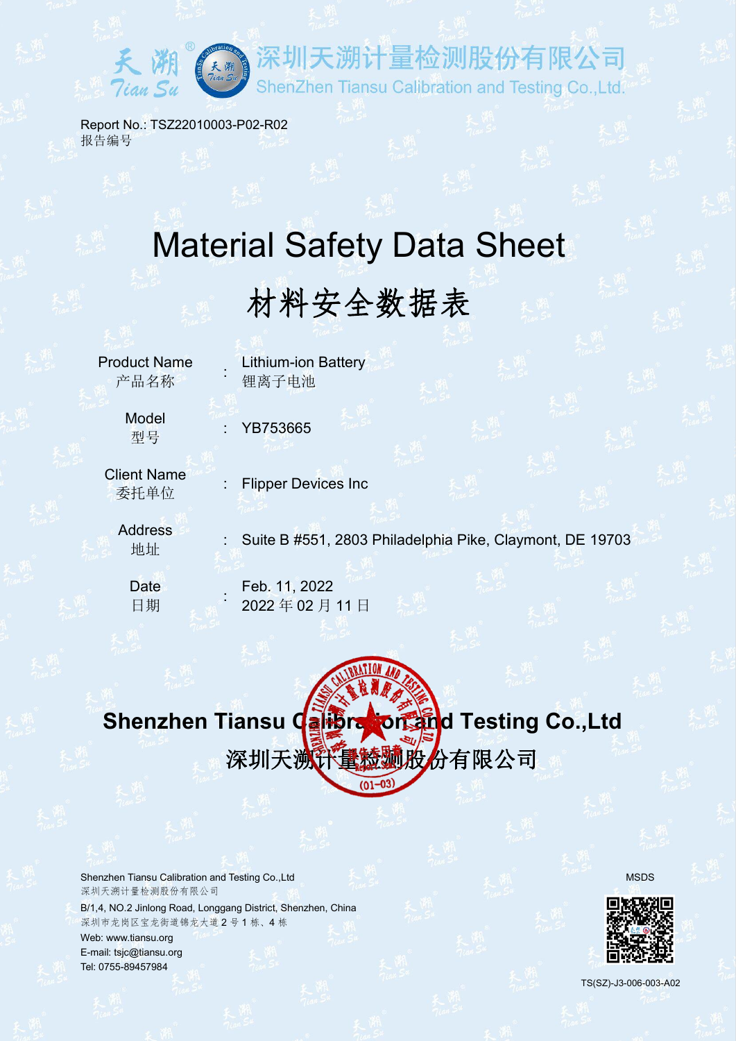深圳天溯计量检测股份有限公司

ShenZhen Tiansu Calibration and Testing Co.,Ltd.

Report No.: TSZ22010003-P02-R02
报告编号

# Material Safety Data Sheet

# 材料安全数据表

| | | |
|---|---|---|
| Product Name 产品名称 | : | Lithium-ion Battery 锂离子电池 |
| Model 型号 | : | YB753665 |
| Client Name 委托单位 | : | Flipper Devices Inc |
| Address 地址 | : | Suite B #551, 2803 Philadelphia Pike, Claymont, DE 19703 |
| Date 日期 | : | Feb. 11, 2022 2022 年 02 月 11 日 |

**Shenzhen Tiansu Calibration and Testing Co.,Ltd**

**深圳天溯计量检测股份有限公司**

Shenzhen Tiansu Calibration and Testing Co.,Ltd
深圳天溯计量检测股份有限公司
B/1,4, NO.2 Jinlong Road, Longgang District, Shenzhen, China
深圳市龙岗区宝龙街道锦龙大道 2 号 1 栋、4 栋
Web: www.tiansu.org
E-mail: tsjc@tiansu.org
Tel: 0755-89457984

MSDS

TS(SZ)-J3-006-003-A02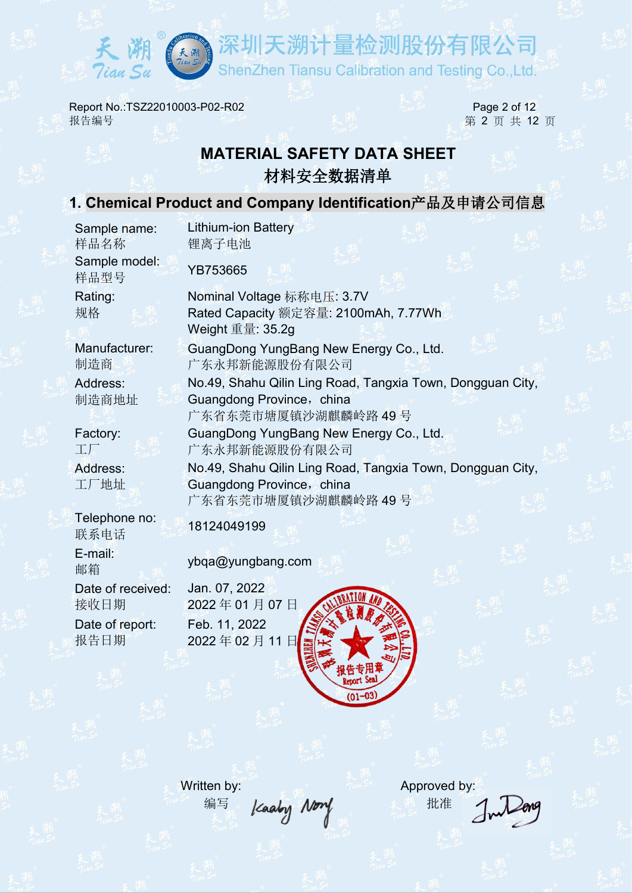# MATERIAL SAFETY DATA SHEET

# 材料安全数据清单

## 1. Chemical Product and Company Identification产品及申请公司信息

| | |
|---|---|
| Sample name: 样品名称 | Lithium-ion Battery 锂离子电池 |
| Sample model: 样品型号 | YB753665 |
| Rating: 规格 | Nominal Voltage 标称电压: 3.7V<br>Rated Capacity 额定容量: 2100mAh, 7.77Wh<br>Weight 重量: 35.2g |
| Manufacturer: 制造商 | GuangDong YungBang New Energy Co., Ltd.<br>广东永邦新能源股份有限公司 |
| Address: 制造商地址 | No.49, Shahu Qilin Ling Road, Tangxia Town, Dongguan City, Guangdong Province，china<br>广东省东莞市塘厦镇沙湖麒麟岭路 49 号 |
| Factory: 工厂 | GuangDong YungBang New Energy Co., Ltd.<br>广东永邦新能源股份有限公司 |
| Address: 工厂地址 | No.49, Shahu Qilin Ling Road, Tangxia Town, Dongguan City, Guangdong Province，china<br>广东省东莞市塘厦镇沙湖麒麟岭路 49 号 |
| Telephone no: 联系电话 | 18124049199 |
| E-mail: 邮箱 | ybqa@yungbang.com |
| Date of received: 接收日期 | Jan. 07, 2022<br>2022 年 01 月 07 日 |
| Date of report: 报告日期 | Feb. 11, 2022<br>2022 年 02 月 11 日 |

Written by: 编写 Kaaby Nong

Approved by: 批准 Jun Deng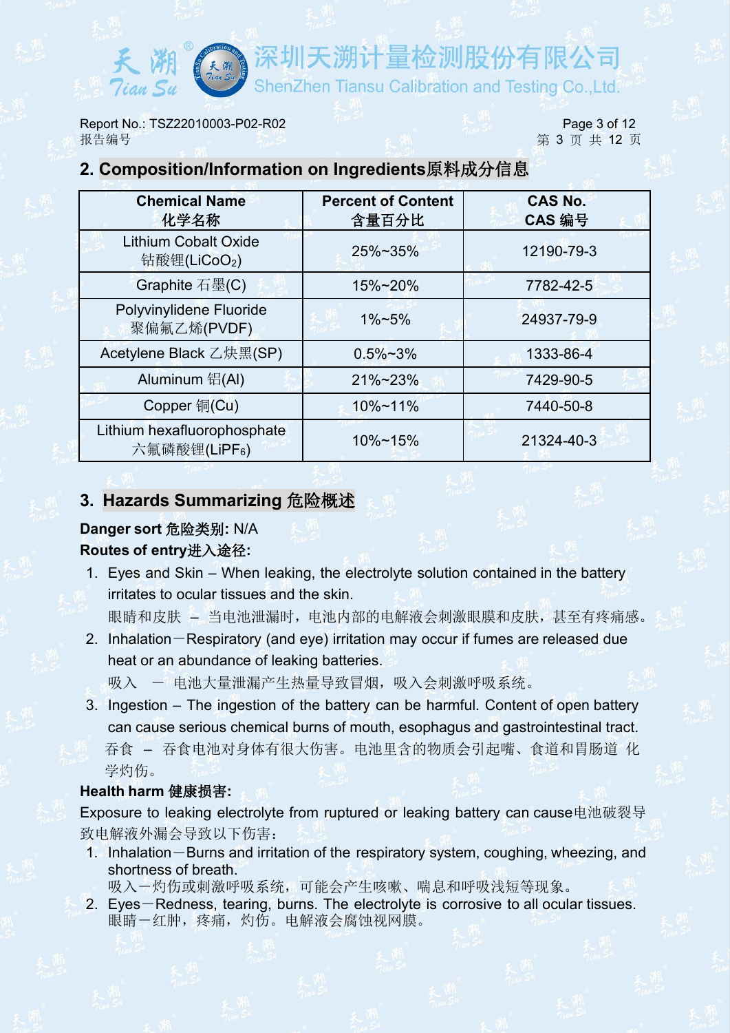## 2. Composition/Information on Ingredients原料成分信息

| Chemical Name 化学名称 | Percent of Content 含量百分比 | CAS No. CAS 编号 |
|---|---|---|
| Lithium Cobalt Oxide 钴酸锂($LiCoO_2$) | 25%~35% | 12190-79-3 |
| Graphite 石墨(C) | 15%~20% | 7782-42-5 |
| Polyvinylidene Fluoride 聚偏氟乙烯(PVDF) | 1%~5% | 24937-79-9 |
| Acetylene Black 乙炔黑(SP) | 0.5%~3% | 1333-86-4 |
| Aluminum 铝(Al) | 21%~23% | 7429-90-5 |
| Copper 铜(Cu) | 10%~11% | 7440-50-8 |
| Lithium hexafluorophosphate 六氟磷酸锂($LiPF_6$) | 10%~15% | 21324-40-3 |

## 3. Hazards Summarizing 危险概述

**Danger sort 危险类别:** N/A

**Routes of entry进入途径:**

1. Eyes and Skin – When leaking, the electrolyte solution contained in the battery irritates to ocular tissues and the skin.
   眼睛和皮肤 – 当电池泄漏时，电池内部的电解液会刺激眼膜和皮肤，甚至有疼痛感。
2. Inhalation－Respiratory (and eye) irritation may occur if fumes are released due heat or an abundance of leaking batteries.
   吸入 － 电池大量泄漏产生热量导致冒烟，吸入会刺激呼吸系统。
3. Ingestion – The ingestion of the battery can be harmful. Content of open battery can cause serious chemical burns of mouth, esophagus and gastrointestinal tract.
   吞食 – 吞食电池对身体有很大伤害。电池里含的物质会引起嘴、食道和胃肠道 化学灼伤。

**Health harm 健康损害:**

Exposure to leaking electrolyte from ruptured or leaking battery can cause电池破裂导致电解液外漏会导致以下伤害：

1. Inhalation－Burns and irritation of the respiratory system, coughing, wheezing, and shortness of breath.
   吸入－灼伤或刺激呼吸系统，可能会产生咳嗽、喘息和呼吸浅短等现象。
2. Eyes－Redness, tearing, burns. The electrolyte is corrosive to all ocular tissues.
   眼睛－红肿，疼痛，灼伤。电解液会腐蚀视网膜。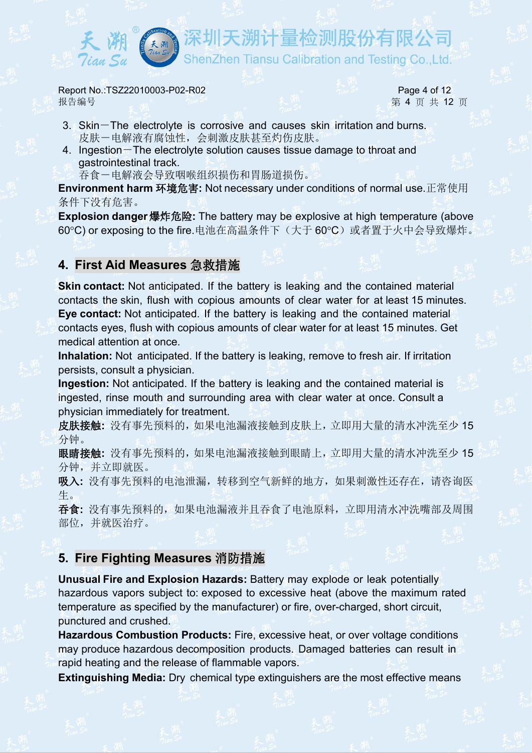3. Skin－The electrolyte is corrosive and causes skin irritation and burns.
   皮肤－电解液有腐蚀性，会刺激皮肤甚至灼伤皮肤。
4. Ingestion－The electrolyte solution causes tissue damage to throat and gastrointestinal track.
   吞食－电解液会导致咽喉组织损伤和胃肠道损伤。

**Environment harm 环境危害:** Not necessary under conditions of normal use.正常使用条件下没有危害。

**Explosion danger 爆炸危险:** The battery may be explosive at high temperature (above 60°C) or exposing to the fire.电池在高温条件下（大于 60°C）或者置于火中会导致爆炸。

## 4. First Aid Measures 急救措施

**Skin contact:** Not anticipated. If the battery is leaking and the contained material contacts the skin, flush with copious amounts of clear water for at least 15 minutes.

**Eye contact:** Not anticipated. If the battery is leaking and the contained material contacts eyes, flush with copious amounts of clear water for at least 15 minutes. Get medical attention at once.

**Inhalation:** Not anticipated. If the battery is leaking, remove to fresh air. If irritation persists, consult a physician.

**Ingestion:** Not anticipated. If the battery is leaking and the contained material is ingested, rinse mouth and surrounding area with clear water at once. Consult a physician immediately for treatment.

**皮肤接触:** 没有事先预料的，如果电池漏液接触到皮肤上，立即用大量的清水冲洗至少 15 分钟。

**眼睛接触:** 没有事先预料的，如果电池漏液接触到眼睛上，立即用大量的清水冲洗至少 15 分钟，并立即就医。

**吸入:** 没有事先预料的电池泄漏，转移到空气新鲜的地方，如果刺激性还存在，请咨询医生。

**吞食:** 没有事先预料的，如果电池漏液并且吞食了电池原料，立即用清水冲洗嘴部及周围部位，并就医治疗。

## 5. Fire Fighting Measures 消防措施

**Unusual Fire and Explosion Hazards:** Battery may explode or leak potentially hazardous vapors subject to: exposed to excessive heat (above the maximum rated temperature as specified by the manufacturer) or fire, over-charged, short circuit, punctured and crushed.

**Hazardous Combustion Products:** Fire, excessive heat, or over voltage conditions may produce hazardous decomposition products. Damaged batteries can result in rapid heating and the release of flammable vapors.

**Extinguishing Media:** Dry chemical type extinguishers are the most effective means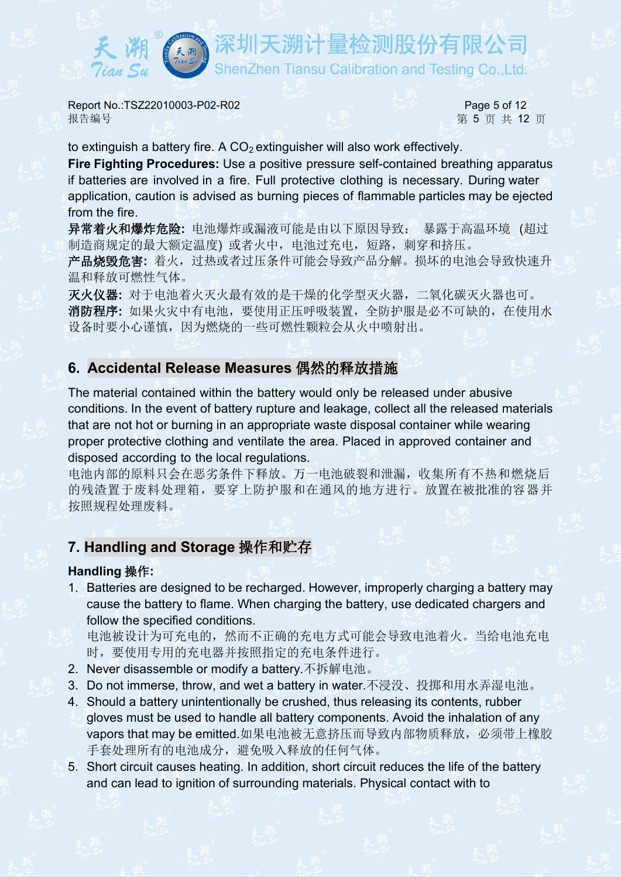to extinguish a battery fire. A $CO_2$ extinguisher will also work effectively.

**Fire Fighting Procedures:** Use a positive pressure self-contained breathing apparatus if batteries are involved in a fire. Full protective clothing is necessary. During water application, caution is advised as burning pieces of flammable particles may be ejected from the fire.

**异常着火和爆炸危险:** 电池爆炸或漏液可能是由以下原因导致： 暴露于高温环境 (超过制造商规定的最大额定温度) 或者火中，电池过充电，短路，刺穿和挤压。

**产品烧毁危害:** 着火，过热或者过压条件可能会导致产品分解。损坏的电池会导致快速升温和释放可燃性气体。

**灭火仪器:** 对于电池着火灭火最有效的是干燥的化学型灭火器，二氧化碳灭火器也可。

**消防程序:** 如果火灾中有电池，要使用正压呼吸装置，全防护服是必不可缺的，在使用水设备时要小心谨慎，因为燃烧的一些可燃性颗粒会从火中喷射出。

## 6. Accidental Release Measures 偶然的释放措施

The material contained within the battery would only be released under abusive conditions. In the event of battery rupture and leakage, collect all the released materials that are not hot or burning in an appropriate waste disposal container while wearing proper protective clothing and ventilate the area. Placed in approved container and disposed according to the local regulations.

电池内部的原料只会在恶劣条件下释放。万一电池破裂和泄漏，收集所有不热和燃烧后的残渣置于废料处理箱，要穿上防护服和在通风的地方进行。放置在被批准的容器并按照规程处理废料。

## 7. Handling and Storage 操作和贮存

**Handling 操作:**

1. Batteries are designed to be recharged. However, improperly charging a battery may cause the battery to flame. When charging the battery, use dedicated chargers and follow the specified conditions.
   电池被设计为可充电的，然而不正确的充电方式可能会导致电池着火。当给电池充电时，要使用专用的充电器并按照指定的充电条件进行。
2. Never disassemble or modify a battery.不拆解电池。
3. Do not immerse, throw, and wet a battery in water.不浸没、投掷和用水弄湿电池。
4. Should a battery unintentionally be crushed, thus releasing its contents, rubber gloves must be used to handle all battery components. Avoid the inhalation of any vapors that may be emitted.如果电池被无意挤压而导致内部物质释放，必须带上橡胶手套处理所有的电池成分，避免吸入释放的任何气体。
5. Short circuit causes heating. In addition, short circuit reduces the life of the battery and can lead to ignition of surrounding materials. Physical contact with to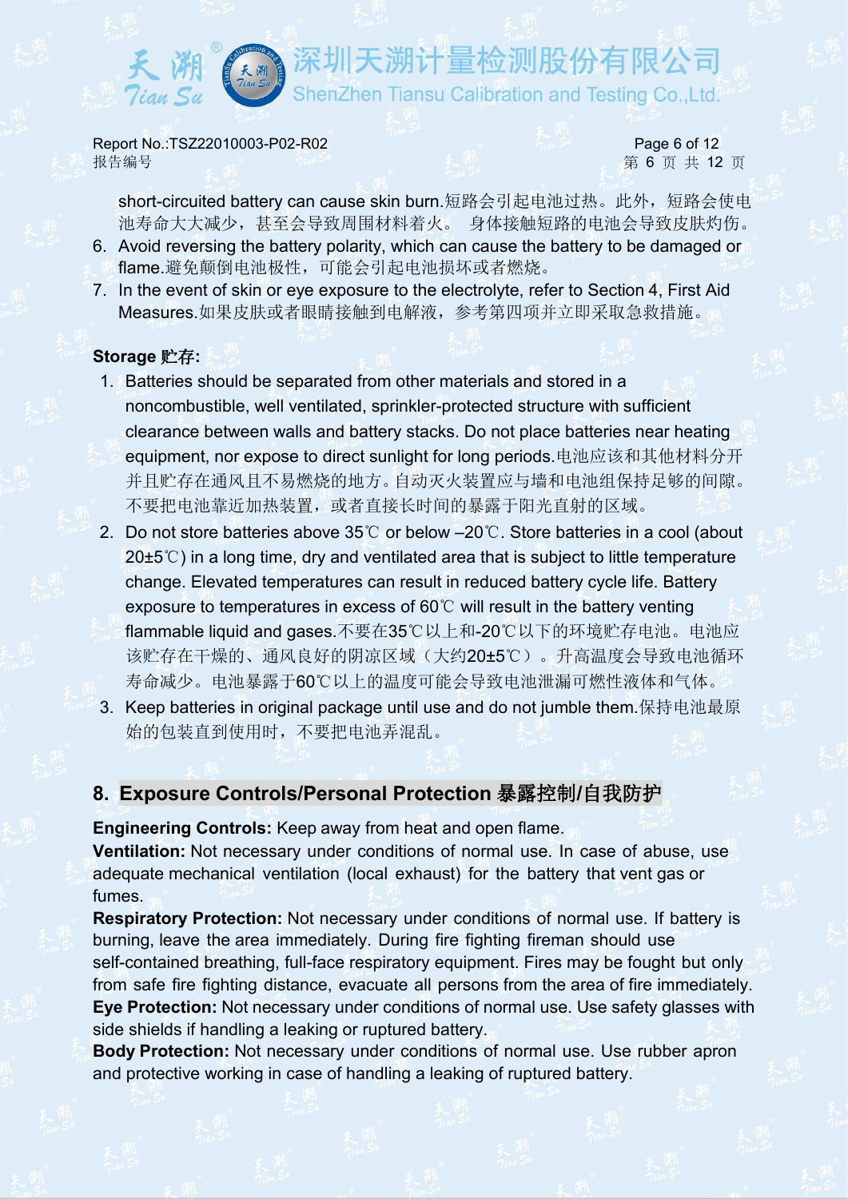short-circuited battery can cause skin burn.短路会引起电池过热。此外，短路会使电池寿命大大减少，甚至会导致周围材料着火。 身体接触短路的电池会导致皮肤灼伤。

6. Avoid reversing the battery polarity, which can cause the battery to be damaged or flame.避免颠倒电池极性，可能会引起电池损坏或者燃烧。
7. In the event of skin or eye exposure to the electrolyte, refer to Section 4, First Aid Measures.如果皮肤或者眼睛接触到电解液，参考第四项并立即采取急救措施。

**Storage 贮存:**

1. Batteries should be separated from other materials and stored in a noncombustible, well ventilated, sprinkler-protected structure with sufficient clearance between walls and battery stacks. Do not place batteries near heating equipment, nor expose to direct sunlight for long periods.电池应该和其他材料分开并且贮存在通风且不易燃烧的地方。自动灭火装置应与墙和电池组保持足够的间隙。不要把电池靠近加热装置，或者直接长时间的暴露于阳光直射的区域。
2. Do not store batteries above 35℃ or below –20℃. Store batteries in a cool (about 20±5℃) in a long time, dry and ventilated area that is subject to little temperature change. Elevated temperatures can result in reduced battery cycle life. Battery exposure to temperatures in excess of 60℃ will result in the battery venting flammable liquid and gases.不要在35℃以上和-20℃以下的环境贮存电池。电池应该贮存在干燥的、通风良好的阴凉区域（大约20±5℃）。升高温度会导致电池循环寿命减少。电池暴露于60℃以上的温度可能会导致电池泄漏可燃性液体和气体。
3. Keep batteries in original package until use and do not jumble them.保持电池最原始的包装直到使用时，不要把电池弄混乱。

## 8. Exposure Controls/Personal Protection 暴露控制/自我防护

**Engineering Controls:** Keep away from heat and open flame.
**Ventilation:** Not necessary under conditions of normal use. In case of abuse, use adequate mechanical ventilation (local exhaust) for the battery that vent gas or fumes.
**Respiratory Protection:** Not necessary under conditions of normal use. If battery is burning, leave the area immediately. During fire fighting fireman should use self-contained breathing, full-face respiratory equipment. Fires may be fought but only from safe fire fighting distance, evacuate all persons from the area of fire immediately.
**Eye Protection:** Not necessary under conditions of normal use. Use safety glasses with side shields if handling a leaking or ruptured battery.
**Body Protection:** Not necessary under conditions of normal use. Use rubber apron and protective working in case of handling a leaking of ruptured battery.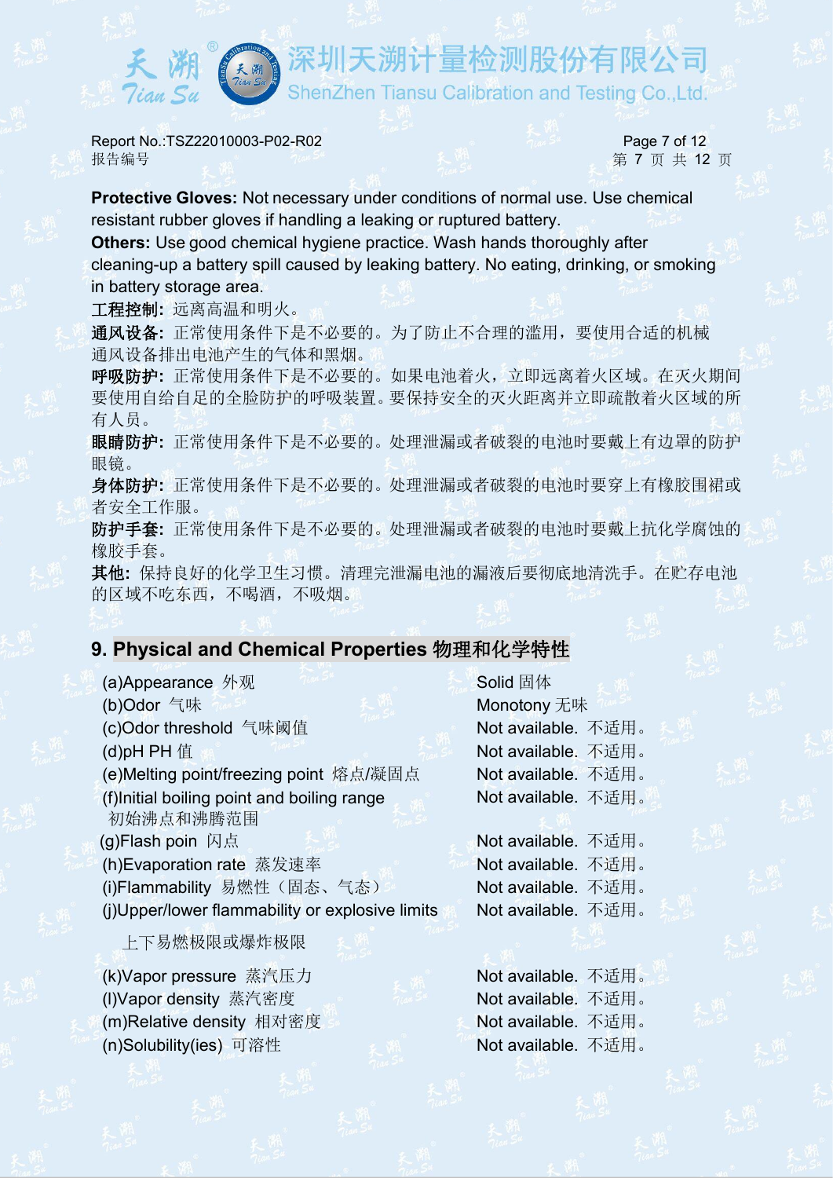**Protective Gloves:** Not necessary under conditions of normal use. Use chemical resistant rubber gloves if handling a leaking or ruptured battery.

**Others:** Use good chemical hygiene practice. Wash hands thoroughly after cleaning-up a battery spill caused by leaking battery. No eating, drinking, or smoking in battery storage area.

**工程控制:** 远离高温和明火。

**通风设备:** 正常使用条件下是不必要的。为了防止不合理的滥用，要使用合适的机械通风设备排出电池产生的气体和黑烟。

**呼吸防护:** 正常使用条件下是不必要的。如果电池着火，立即远离着火区域。在灭火期间要使用自给自足的全脸防护的呼吸装置。要保持安全的灭火距离并立即疏散着火区域的所有人员。

**眼睛防护:** 正常使用条件下是不必要的。处理泄漏或者破裂的电池时要戴上有边罩的防护眼镜。

**身体防护:** 正常使用条件下是不必要的。处理泄漏或者破裂的电池时要穿上有橡胶围裙或者安全工作服。

**防护手套:** 正常使用条件下是不必要的。处理泄漏或者破裂的电池时要戴上抗化学腐蚀的橡胶手套。

**其他:** 保持良好的化学卫生习惯。清理完泄漏电池的漏液后要彻底地清洗手。在贮存电池的区域不吃东西，不喝酒，不吸烟。

## 9. Physical and Chemical Properties 物理和化学特性

| Property | Value |
|---|---|
| (a)Appearance 外观 | Solid 固体 |
| (b)Odor 气味 | Monotony 无味 |
| (c)Odor threshold 气味阈值 | Not available. 不适用。 |
| (d)pH PH 值 | Not available. 不适用。 |
| (e)Melting point/freezing point 熔点/凝固点 | Not available. 不适用。 |
| (f)Initial boiling point and boiling range 初始沸点和沸腾范围 | Not available. 不适用。 |
| (g)Flash poin 闪点 | Not available. 不适用。 |
| (h)Evaporation rate 蒸发速率 | Not available. 不适用。 |
| (i)Flammability 易燃性（固态、气态） | Not available. 不适用。 |
| (j)Upper/lower flammability or explosive limits 上下易燃极限或爆炸极限 | Not available. 不适用。 |
| (k)Vapor pressure 蒸汽压力 | Not available. 不适用。 |
| (l)Vapor density 蒸汽密度 | Not available. 不适用。 |
| (m)Relative density 相对密度 | Not available. 不适用。 |
| (n)Solubility(ies) 可溶性 | Not available. 不适用。 |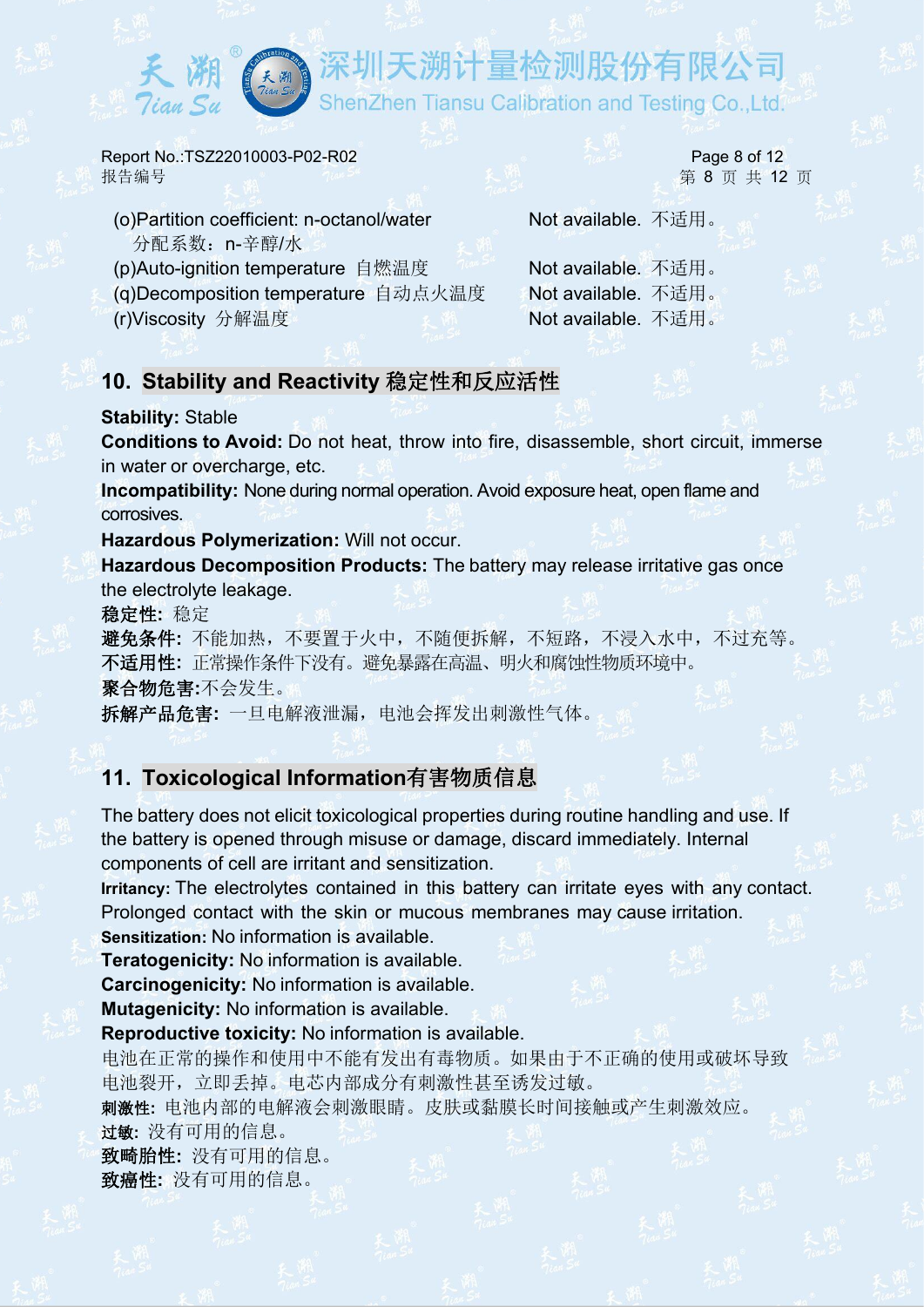(o)Partition coefficient: n-octanol/water 分配系数：n-辛醇/水 | Not available. 不适用。

(p)Auto-ignition temperature 自燃温度 | Not available. 不适用。

(q)Decomposition temperature 自动点火温度 | Not available. 不适用。

(r)Viscosity 分解温度 | Not available. 不适用。

## 10. Stability and Reactivity 稳定性和反应活性

**Stability:** Stable

**Conditions to Avoid:** Do not heat, throw into fire, disassemble, short circuit, immerse in water or overcharge, etc.

**Incompatibility:** None during normal operation. Avoid exposure heat, open flame and corrosives.

**Hazardous Polymerization:** Will not occur.

**Hazardous Decomposition Products:** The battery may release irritative gas once the electrolyte leakage.

**稳定性:** 稳定

**避免条件:** 不能加热，不要置于火中，不随便拆解，不短路，不浸入水中，不过充等。

**不适用性:** 正常操作条件下没有。避免暴露在高温、明火和腐蚀性物质环境中。

**聚合物危害:**不会发生。

**拆解产品危害:** 一旦电解液泄漏，电池会挥发出刺激性气体。

## 11. Toxicological Information有害物质信息

The battery does not elicit toxicological properties during routine handling and use. If the battery is opened through misuse or damage, discard immediately. Internal components of cell are irritant and sensitization.

**Irritancy:** The electrolytes contained in this battery can irritate eyes with any contact. Prolonged contact with the skin or mucous membranes may cause irritation.

**Sensitization:** No information is available.

**Teratogenicity:** No information is available.

**Carcinogenicity:** No information is available.

**Mutagenicity:** No information is available.

**Reproductive toxicity:** No information is available.

电池在正常的操作和使用中不能有发出有毒物质。如果由于不正确的使用或破坏导致电池裂开，立即丢掉。电芯内部成分有刺激性甚至诱发过敏。

**刺激性:** 电池内部的电解液会刺激眼睛。皮肤或黏膜长时间接触或产生刺激效应。

**过敏:** 没有可用的信息。

**致畸胎性:** 没有可用的信息。

**致癌性:** 没有可用的信息。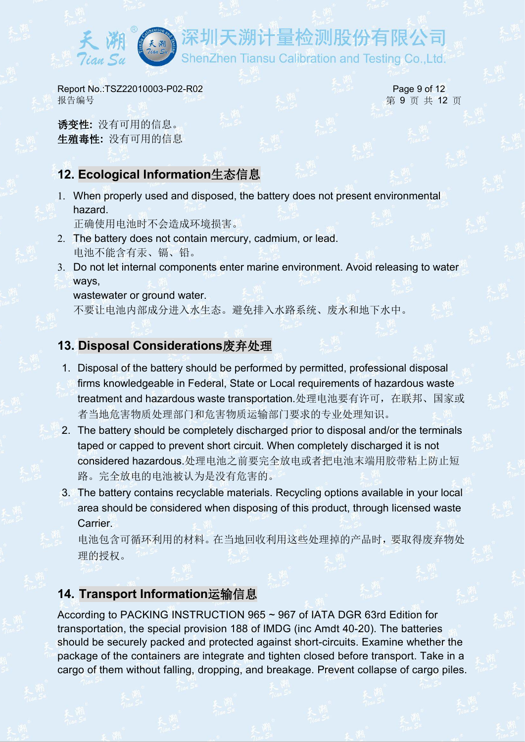**诱变性:** 没有可用的信息。
**生殖毒性:** 没有可用的信息

## 12. Ecological Information生态信息

1. When properly used and disposed, the battery does not present environmental hazard.
   正确使用电池时不会造成环境损害。
2. The battery does not contain mercury, cadmium, or lead.
   电池不能含有汞、镉、铅。
3. Do not let internal components enter marine environment. Avoid releasing to water ways,
   wastewater or ground water.
   不要让电池内部成分进入水生态。避免排入水路系统、废水和地下水中。

## 13. Disposal Considerations废弃处理

1. Disposal of the battery should be performed by permitted, professional disposal firms knowledgeable in Federal, State or Local requirements of hazardous waste treatment and hazardous waste transportation.处理电池要有许可，在联邦、国家或者当地危害物质处理部门和危害物质运输部门要求的专业处理知识。
2. The battery should be completely discharged prior to disposal and/or the terminals taped or capped to prevent short circuit. When completely discharged it is not considered hazardous.处理电池之前要完全放电或者把电池末端用胶带粘上防止短路。完全放电的电池被认为是没有危害的。
3. The battery contains recyclable materials. Recycling options available in your local area should be considered when disposing of this product, through licensed waste Carrier.
   电池包含可循环利用的材料。在当地回收利用这些处理掉的产品时，要取得废弃物处理的授权。

## 14. Transport Information运输信息

According to PACKING INSTRUCTION 965 ~ 967 of IATA DGR 63rd Edition for transportation, the special provision 188 of IMDG (inc Amdt 40-20). The batteries should be securely packed and protected against short-circuits. Examine whether the package of the containers are integrate and tighten closed before transport. Take in a cargo of them without falling, dropping, and breakage. Prevent collapse of cargo piles.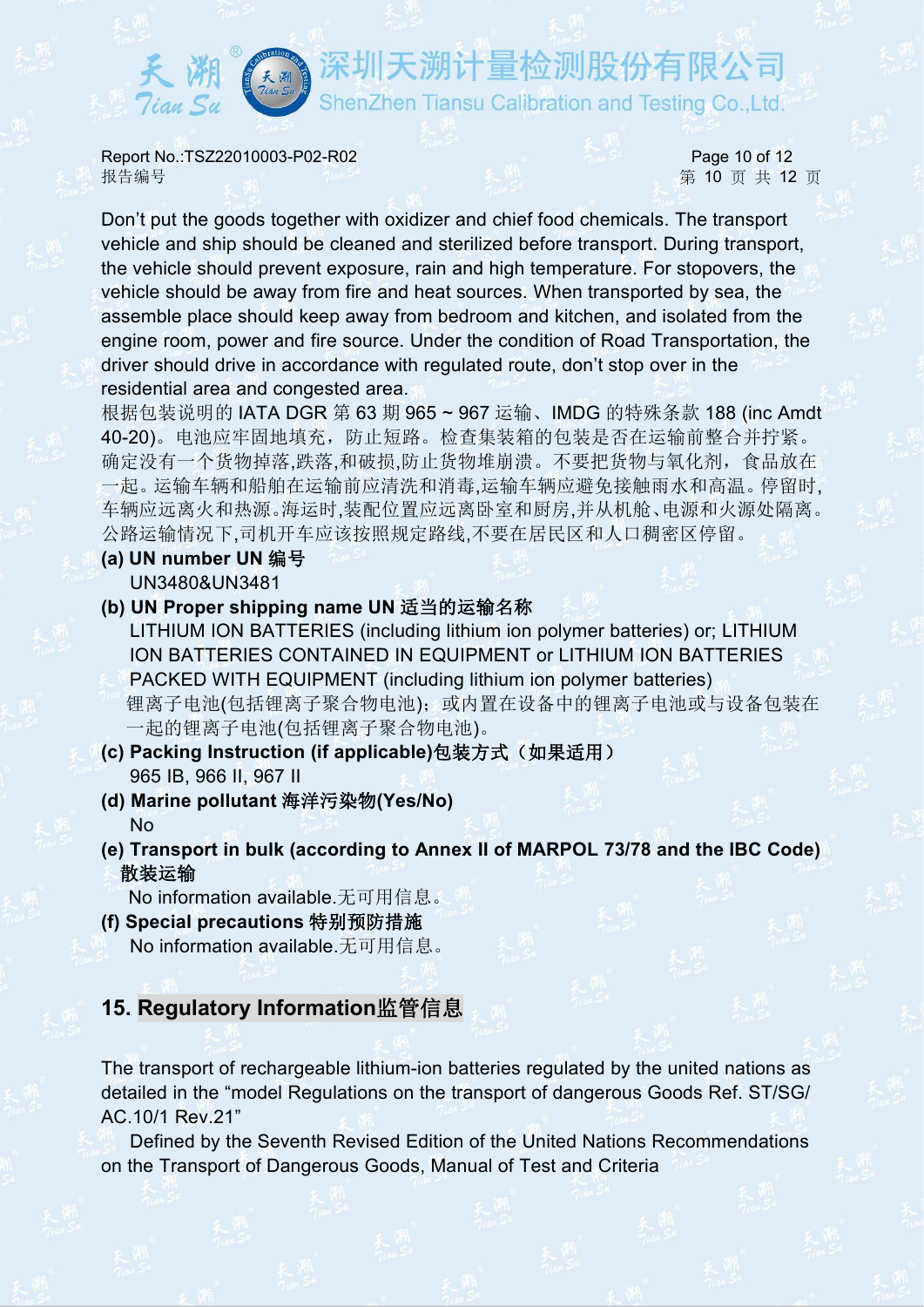Don't put the goods together with oxidizer and chief food chemicals. The transport vehicle and ship should be cleaned and sterilized before transport. During transport, the vehicle should prevent exposure, rain and high temperature. For stopovers, the vehicle should be away from fire and heat sources. When transported by sea, the assemble place should keep away from bedroom and kitchen, and isolated from the engine room, power and fire source. Under the condition of Road Transportation, the driver should drive in accordance with regulated route, don't stop over in the residential area and congested area.

根据包装说明的 IATA DGR 第 63 期 965 ~ 967 运输、IMDG 的特殊条款 188 (inc Amdt 40-20)。电池应牢固地填充，防止短路。检查集装箱的包装是否在运输前整合并拧紧。确定没有一个货物掉落,跌落,和破损,防止货物堆崩溃。不要把货物与氧化剂，食品放在一起。运输车辆和船舶在运输前应清洗和消毒,运输车辆应避免接触雨水和高温。停留时,车辆应远离火和热源。海运时,装配位置应远离卧室和厨房,并从机舱、电源和火源处隔离。公路运输情况下,司机开车应该按照规定路线,不要在居民区和人口稠密区停留。

**(a) UN number UN 编号**

UN3480&UN3481

**(b) UN Proper shipping name UN 适当的运输名称**

LITHIUM ION BATTERIES (including lithium ion polymer batteries) or; LITHIUM ION BATTERIES CONTAINED IN EQUIPMENT or LITHIUM ION BATTERIES PACKED WITH EQUIPMENT (including lithium ion polymer batteries)

锂离子电池(包括锂离子聚合物电池)；或内置在设备中的锂离子电池或与设备包装在一起的锂离子电池(包括锂离子聚合物电池)。

**(c) Packing Instruction (if applicable)包装方式（如果适用）**

965 IB, 966 II, 967 II

**(d) Marine pollutant 海洋污染物(Yes/No)**

No

**(e) Transport in bulk (according to Annex II of MARPOL 73/78 and the IBC Code) 散装运输**

No information available.无可用信息。

**(f) Special precautions 特别预防措施**

No information available.无可用信息。

## 15. Regulatory Information监管信息

The transport of rechargeable lithium-ion batteries regulated by the united nations as detailed in the "model Regulations on the transport of dangerous Goods Ref. ST/SG/AC.10/1 Rev.21"

Defined by the Seventh Revised Edition of the United Nations Recommendations on the Transport of Dangerous Goods, Manual of Test and Criteria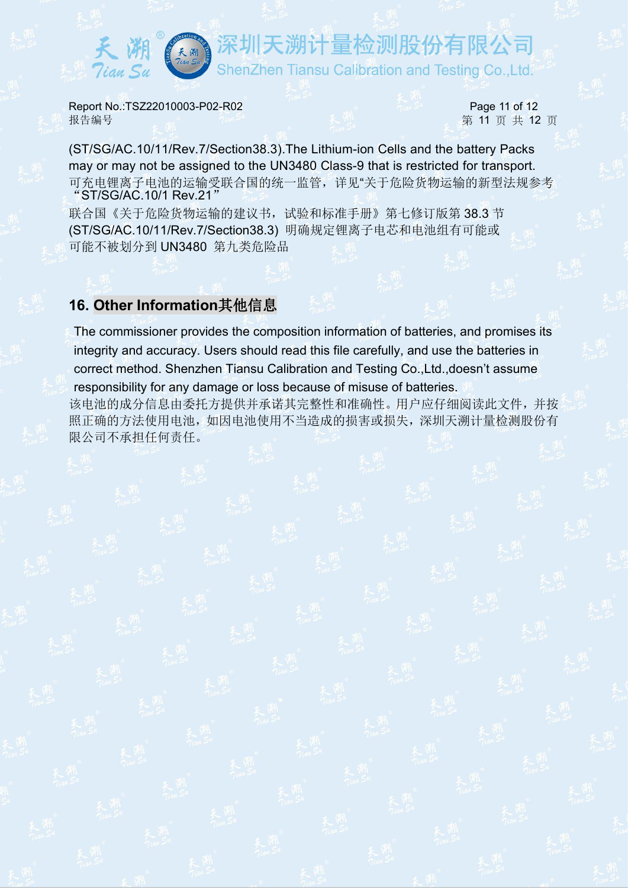(ST/SG/AC.10/11/Rev.7/Section38.3).The Lithium-ion Cells and the battery Packs may or may not be assigned to the UN3480 Class-9 that is restricted for transport.
可充电锂离子电池的运输受联合国的统一监管，详见“关于危险货物运输的新型法规参考“ST/SG/AC.10/1 Rev.21”
联合国《关于危险货物运输的建议书，试验和标准手册》第七修订版第 38.3 节 (ST/SG/AC.10/11/Rev.7/Section38.3) 明确规定锂离子电芯和电池组有可能或可能不被划分到 UN3480 第九类危险品

## 16. Other Information其他信息

The commissioner provides the composition information of batteries, and promises its integrity and accuracy. Users should read this file carefully, and use the batteries in correct method. Shenzhen Tiansu Calibration and Testing Co.,Ltd.,doesn't assume responsibility for any damage or loss because of misuse of batteries.
该电池的成分信息由委托方提供并承诺其完整性和准确性。用户应仔细阅读此文件，并按照正确的方法使用电池，如因电池使用不当造成的损害或损失，深圳天溯计量检测股份有限公司不承担任何责任。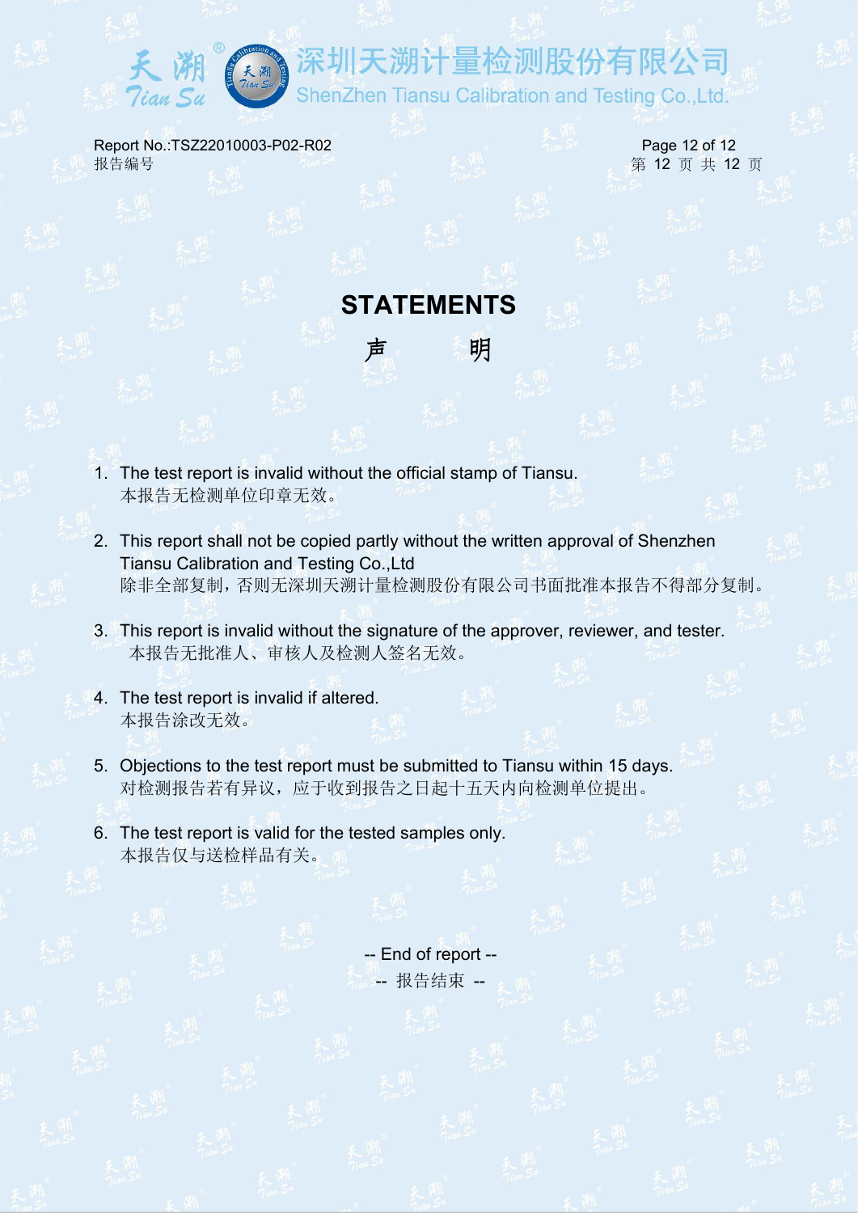# STATEMENTS

# 声　　明

1. The test report is invalid without the official stamp of Tiansu.
   本报告无检测单位印章无效。

2. This report shall not be copied partly without the written approval of Shenzhen Tiansu Calibration and Testing Co.,Ltd
   除非全部复制，否则无深圳天溯计量检测股份有限公司书面批准本报告不得部分复制。

3. This report is invalid without the signature of the approver, reviewer, and tester.
   本报告无批准人、审核人及检测人签名无效。

4. The test report is invalid if altered.
   本报告涂改无效。

5. Objections to the test report must be submitted to Tiansu within 15 days.
   对检测报告若有异议，应于收到报告之日起十五天内向检测单位提出。

6. The test report is valid for the tested samples only.
   本报告仅与送检样品有关。

-- End of report --

-- 报告结束 --